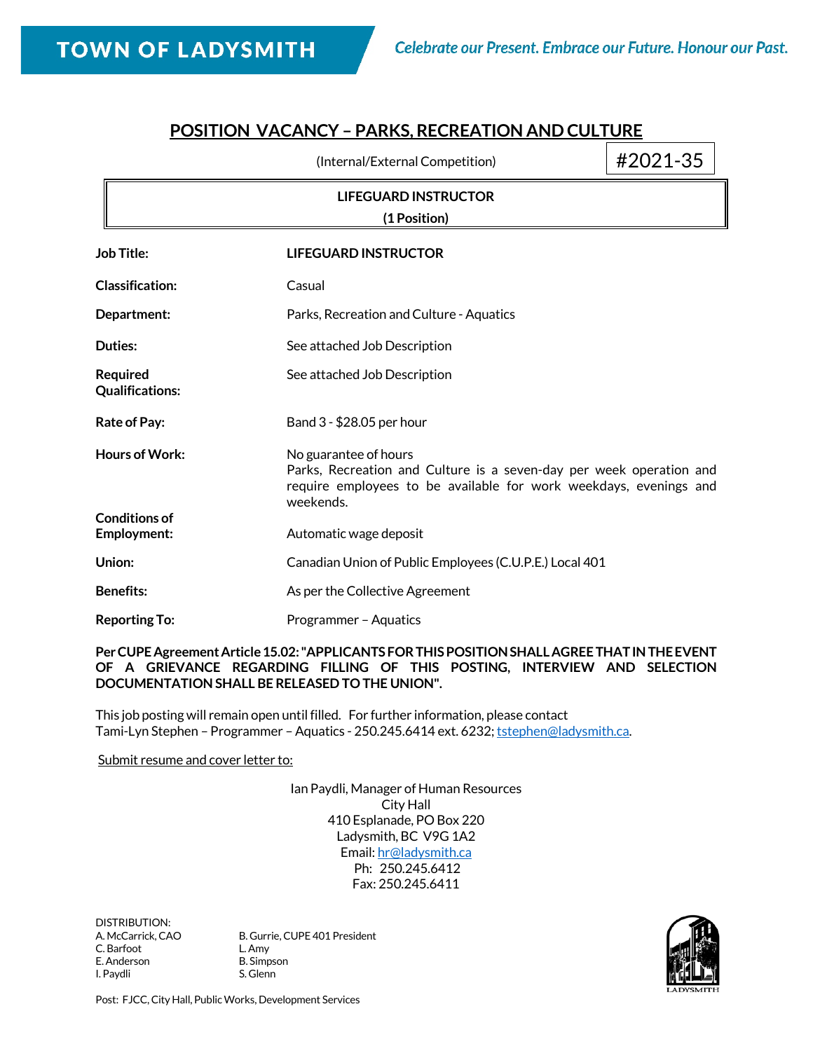**TOWN OF LADYSMITH**

*Celebrate our Present. Embrace our Future. Honour our Past.*

## POSITION VACANCY – PARKS, RECREATION AND CULTURE

(Internal/External Competition) #2021-35

**LIFEGUARD INSTRUCTOR**
**(1 Position)**

| | |
|---|---|
| **Job Title:** | **LIFEGUARD INSTRUCTOR** |
| **Classification:** | Casual |
| **Department:** | Parks, Recreation and Culture - Aquatics |
| **Duties:** | See attached Job Description |
| **Required Qualifications:** | See attached Job Description |
| **Rate of Pay:** | Band 3 - $28.05 per hour |
| **Hours of Work:** | No guarantee of hours<br>Parks, Recreation and Culture is a seven-day per week operation and require employees to be available for work weekdays, evenings and weekends. |
| **Conditions of Employment:** | Automatic wage deposit |
| **Union:** | Canadian Union of Public Employees (C.U.P.E.) Local 401 |
| **Benefits:** | As per the Collective Agreement |
| **Reporting To:** | Programmer – Aquatics |

**Per CUPE Agreement Article 15.02: "APPLICANTS FOR THIS POSITION SHALL AGREE THAT IN THE EVENT OF A GRIEVANCE REGARDING FILLING OF THIS POSTING, INTERVIEW AND SELECTION DOCUMENTATION SHALL BE RELEASED TO THE UNION".**

This job posting will remain open until filled. For further information, please contact Tami-Lyn Stephen – Programmer – Aquatics - 250.245.6414 ext. 6232; tstephen@ladysmith.ca.

Submit resume and cover letter to:

Ian Paydli, Manager of Human Resources
City Hall
410 Esplanade, PO Box 220
Ladysmith, BC V9G 1A2
Email: hr@ladysmith.ca
Ph: 250.245.6412
Fax: 250.245.6411

DISTRIBUTION:

| | |
|---|---|
| A. McCarrick, CAO | B. Gurrie, CUPE 401 President |
| C. Barfoot | L. Amy |
| E. Anderson | B. Simpson |
| I. Paydli | S. Glenn |

Post: FJCC, City Hall, Public Works, Development Services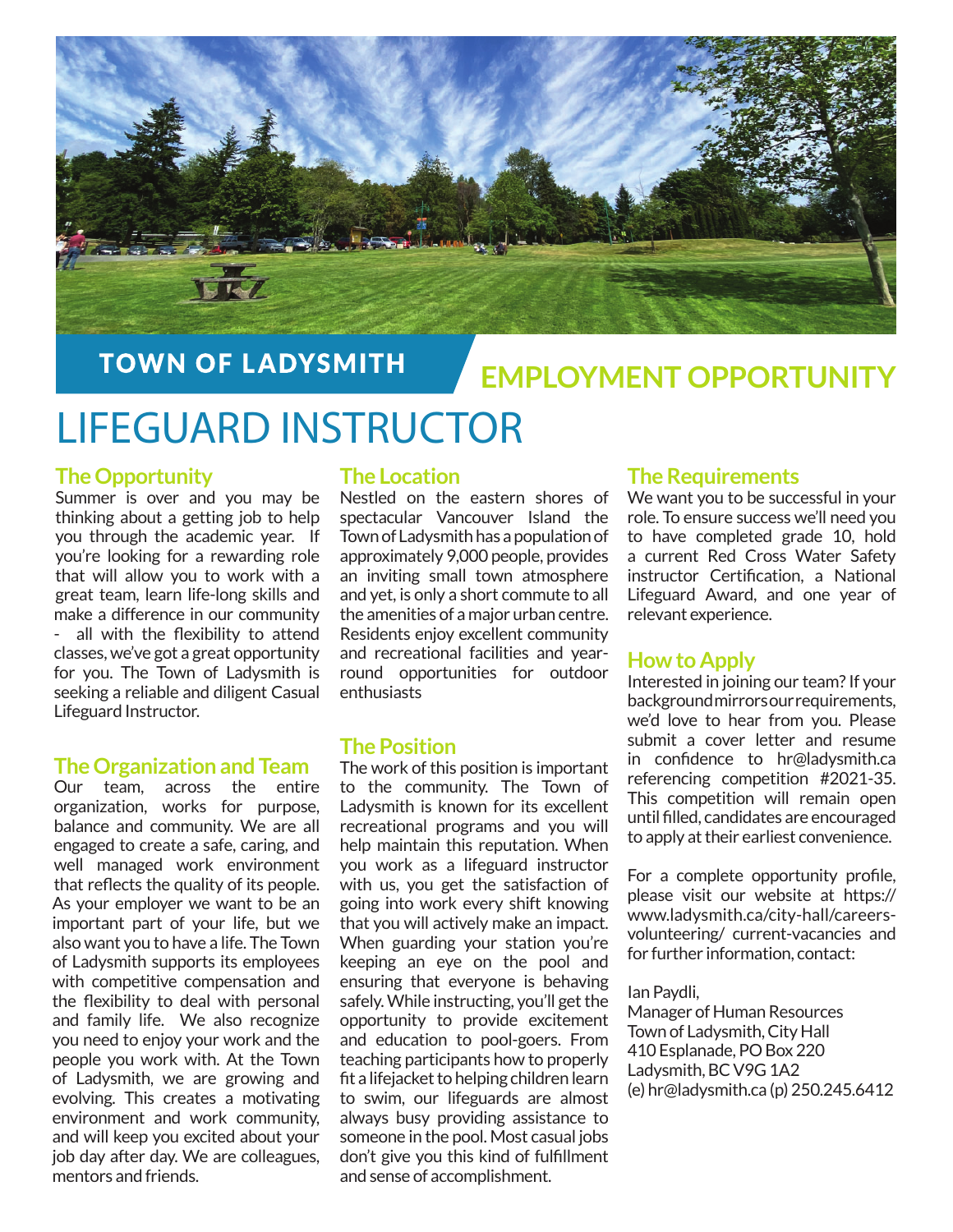TOWN OF LADYSMITH

EMPLOYMENT OPPORTUNITY

# LIFEGUARD INSTRUCTOR

## The Opportunity

Summer is over and you may be thinking about a getting job to help you through the academic year. If you're looking for a rewarding role that will allow you to work with a great team, learn life-long skills and make a difference in our community - all with the flexibility to attend classes, we've got a great opportunity for you. The Town of Ladysmith is seeking a reliable and diligent Casual Lifeguard Instructor.

## The Organization and Team

Our team, across the entire organization, works for purpose, balance and community. We are all engaged to create a safe, caring, and well managed work environment that reflects the quality of its people. As your employer we want to be an important part of your life, but we also want you to have a life. The Town of Ladysmith supports its employees with competitive compensation and the flexibility to deal with personal and family life. We also recognize you need to enjoy your work and the people you work with. At the Town of Ladysmith, we are growing and evolving. This creates a motivating environment and work community, and will keep you excited about your job day after day. We are colleagues, mentors and friends.

## The Location

Nestled on the eastern shores of spectacular Vancouver Island the Town of Ladysmith has a population of approximately 9,000 people, provides an inviting small town atmosphere and yet, is only a short commute to all the amenities of a major urban centre. Residents enjoy excellent community and recreational facilities and year-round opportunities for outdoor enthusiasts

## The Position

The work of this position is important to the community. The Town of Ladysmith is known for its excellent recreational programs and you will help maintain this reputation. When you work as a lifeguard instructor with us, you get the satisfaction of going into work every shift knowing that you will actively make an impact. When guarding your station you're keeping an eye on the pool and ensuring that everyone is behaving safely. While instructing, you'll get the opportunity to provide excitement and education to pool-goers. From teaching participants how to properly fit a lifejacket to helping children learn to swim, our lifeguards are almost always busy providing assistance to someone in the pool. Most casual jobs don't give you this kind of fulfillment and sense of accomplishment.

## The Requirements

We want you to be successful in your role. To ensure success we'll need you to have completed grade 10, hold a current Red Cross Water Safety instructor Certification, a National Lifeguard Award, and one year of relevant experience.

## How to Apply

Interested in joining our team? If your background mirrors our requirements, we'd love to hear from you. Please submit a cover letter and resume in confidence to hr@ladysmith.ca referencing competition #2021-35. This competition will remain open until filled, candidates are encouraged to apply at their earliest convenience.

For a complete opportunity profile, please visit our website at https://www.ladysmith.ca/city-hall/careers-volunteering/ current-vacancies and for further information, contact:

Ian Paydli,  
Manager of Human Resources  
Town of Ladysmith, City Hall  
410 Esplanade, PO Box 220  
Ladysmith, BC V9G 1A2  
(e) hr@ladysmith.ca (p) 250.245.6412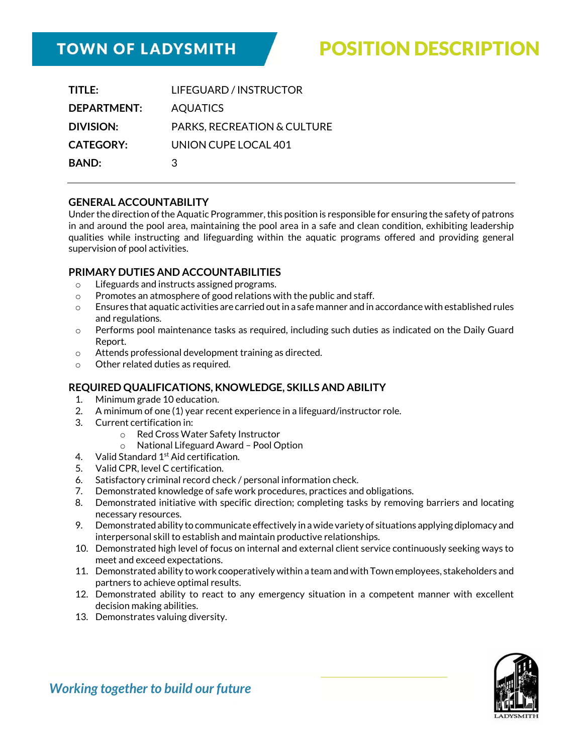**TOWN OF LADYSMITH**

# POSITION DESCRIPTION

| | |
|---|---|
| **TITLE:** | LIFEGUARD / INSTRUCTOR |
| **DEPARTMENT:** | AQUATICS |
| **DIVISION:** | PARKS, RECREATION & CULTURE |
| **CATEGORY:** | UNION CUPE LOCAL 401 |
| **BAND:** | 3 |

## GENERAL ACCOUNTABILITY

Under the direction of the Aquatic Programmer, this position is responsible for ensuring the safety of patrons in and around the pool area, maintaining the pool area in a safe and clean condition, exhibiting leadership qualities while instructing and lifeguarding within the aquatic programs offered and providing general supervision of pool activities.

## PRIMARY DUTIES AND ACCOUNTABILITIES

- Lifeguards and instructs assigned programs.
- Promotes an atmosphere of good relations with the public and staff.
- Ensures that aquatic activities are carried out in a safe manner and in accordance with established rules and regulations.
- Performs pool maintenance tasks as required, including such duties as indicated on the Daily Guard Report.
- Attends professional development training as directed.
- Other related duties as required.

## REQUIRED QUALIFICATIONS, KNOWLEDGE, SKILLS AND ABILITY

1. Minimum grade 10 education.
2. A minimum of one (1) year recent experience in a lifeguard/instructor role.
3. Current certification in:
   - Red Cross Water Safety Instructor
   - National Lifeguard Award – Pool Option
4. Valid Standard 1st Aid certification.
5. Valid CPR, level C certification.
6. Satisfactory criminal record check / personal information check.
7. Demonstrated knowledge of safe work procedures, practices and obligations.
8. Demonstrated initiative with specific direction; completing tasks by removing barriers and locating necessary resources.
9. Demonstrated ability to communicate effectively in a wide variety of situations applying diplomacy and interpersonal skill to establish and maintain productive relationships.
10. Demonstrated high level of focus on internal and external client service continuously seeking ways to meet and exceed expectations.
11. Demonstrated ability to work cooperatively within a team and with Town employees, stakeholders and partners to achieve optimal results.
12. Demonstrated ability to react to any emergency situation in a competent manner with excellent decision making abilities.
13. Demonstrates valuing diversity.

*Working together to build our future*